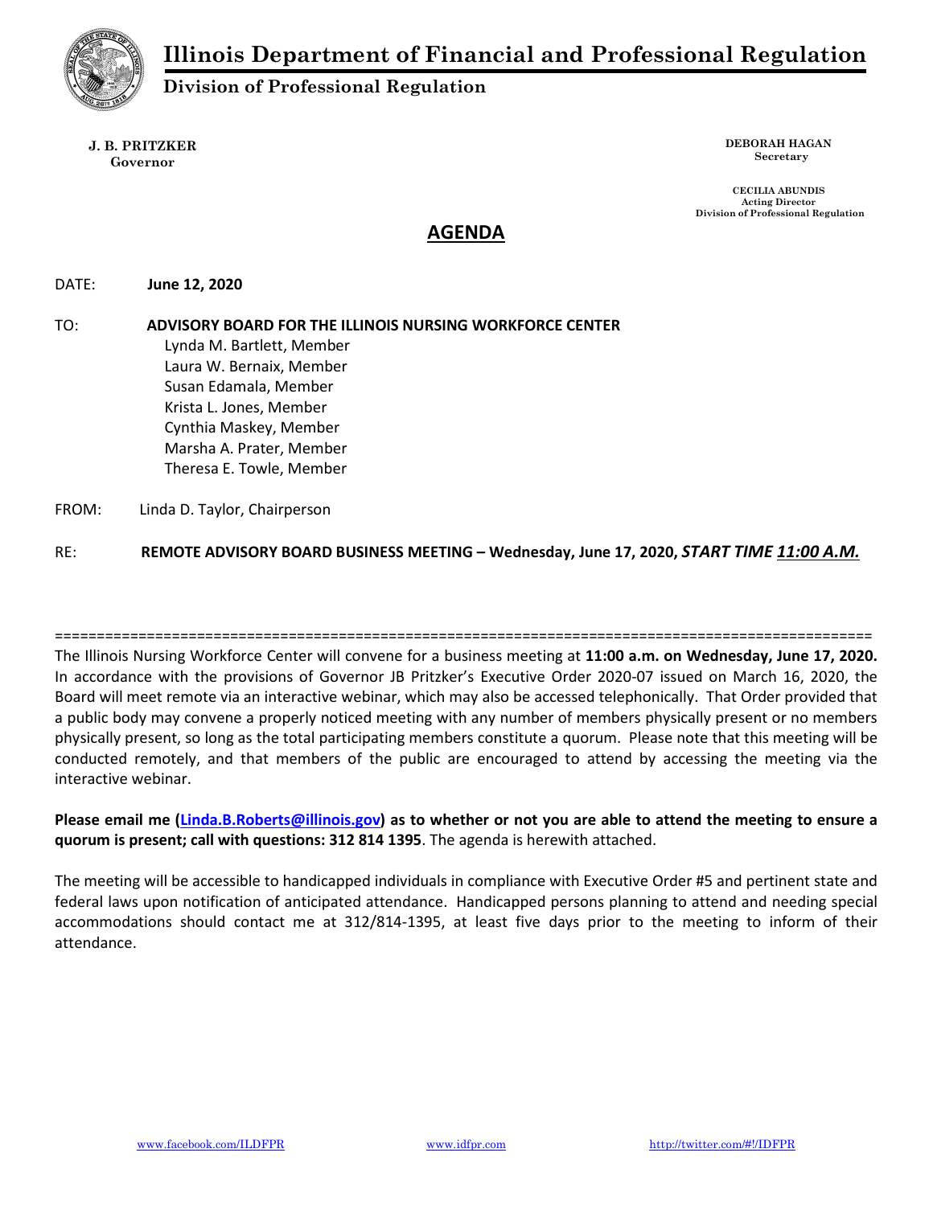# Illinois Department of Financial and Professional Regulation

## Division of Professional Regulation

**J. B. PRITZKER**
**Governor**

**DEBORAH HAGAN**
**Secretary**

**CECILIA ABUNDIS**
**Acting Director**
**Division of Professional Regulation**

## AGENDA

DATE: **June 12, 2020**

TO: **ADVISORY BOARD FOR THE ILLINOIS NURSING WORKFORCE CENTER**
Lynda M. Bartlett, Member
Laura W. Bernaix, Member
Susan Edamala, Member
Krista L. Jones, Member
Cynthia Maskey, Member
Marsha A. Prater, Member
Theresa E. Towle, Member

FROM: Linda D. Taylor, Chairperson

RE: **REMOTE ADVISORY BOARD BUSINESS MEETING – Wednesday, June 17, 2020, *START TIME 11:00 A.M.***

---

The Illinois Nursing Workforce Center will convene for a business meeting at **11:00 a.m. on Wednesday, June 17, 2020.** In accordance with the provisions of Governor JB Pritzker's Executive Order 2020-07 issued on March 16, 2020, the Board will meet remote via an interactive webinar, which may also be accessed telephonically. That Order provided that a public body may convene a properly noticed meeting with any number of members physically present or no members physically present, so long as the total participating members constitute a quorum. Please note that this meeting will be conducted remotely, and that members of the public are encouraged to attend by accessing the meeting via the interactive webinar.

**Please email me (Linda.B.Roberts@illinois.gov) as to whether or not you are able to attend the meeting to ensure a quorum is present; call with questions: 312 814 1395**. The agenda is herewith attached.

The meeting will be accessible to handicapped individuals in compliance with Executive Order #5 and pertinent state and federal laws upon notification of anticipated attendance. Handicapped persons planning to attend and needing special accommodations should contact me at 312/814-1395, at least five days prior to the meeting to inform of their attendance.

www.facebook.com/ILDFPR www.idfpr.com http://twitter.com/#!/IDFPR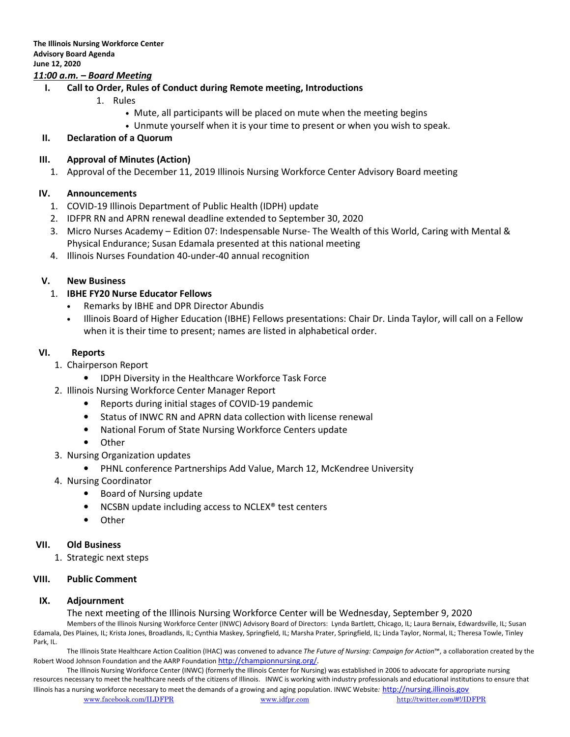**The Illinois Nursing Workforce Center**
**Advisory Board Agenda**
**June 12, 2020**

***11:00 a.m. – Board Meeting***

## I. Call to Order, Rules of Conduct during Remote meeting, Introductions

1. Rules
    - Mute, all participants will be placed on mute when the meeting begins
    - Unmute yourself when it is your time to present or when you wish to speak.

## II. Declaration of a Quorum

## III. Approval of Minutes (Action)

1. Approval of the December 11, 2019 Illinois Nursing Workforce Center Advisory Board meeting

## IV. Announcements

1. COVID-19 Illinois Department of Public Health (IDPH) update
2. IDFPR RN and APRN renewal deadline extended to September 30, 2020
3. Micro Nurses Academy – Edition 07: Indespensable Nurse- The Wealth of this World, Caring with Mental & Physical Endurance; Susan Edamala presented at this national meeting
4. Illinois Nurses Foundation 40-under-40 annual recognition

## V. New Business

1. **IBHE FY20 Nurse Educator Fellows**
    - Remarks by IBHE and DPR Director Abundis
    - Illinois Board of Higher Education (IBHE) Fellows presentations: Chair Dr. Linda Taylor, will call on a Fellow when it is their time to present; names are listed in alphabetical order.

## VI. Reports

1. Chairperson Report
    - IDPH Diversity in the Healthcare Workforce Task Force
2. Illinois Nursing Workforce Center Manager Report
    - Reports during initial stages of COVID-19 pandemic
    - Status of INWC RN and APRN data collection with license renewal
    - National Forum of State Nursing Workforce Centers update
    - Other
3. Nursing Organization updates
    - PHNL conference Partnerships Add Value, March 12, McKendree University
4. Nursing Coordinator
    - Board of Nursing update
    - NCSBN update including access to NCLEX® test centers
    - Other

## VII. Old Business

1. Strategic next steps

## VIII. Public Comment

## IX. Adjournment

The next meeting of the Illinois Nursing Workforce Center will be Wednesday, September 9, 2020

Members of the Illinois Nursing Workforce Center (INWC) Advisory Board of Directors: Lynda Bartlett, Chicago, IL; Laura Bernaix, Edwardsville, IL; Susan Edamala, Des Plaines, IL; Krista Jones, Broadlands, IL; Cynthia Maskey, Springfield, IL; Marsha Prater, Springfield, IL; Linda Taylor, Normal, IL; Theresa Towle, Tinley Park, IL.

The Illinois State Healthcare Action Coalition (IHAC) was convened to advance *The Future of Nursing: Campaign for Action*™, a collaboration created by the Robert Wood Johnson Foundation and the AARP Foundation http://championnursing.org/.

The Illinois Nursing Workforce Center (INWC) (formerly the Illinois Center for Nursing) was established in 2006 to advocate for appropriate nursing resources necessary to meet the healthcare needs of the citizens of Illinois. INWC is working with industry professionals and educational institutions to ensure that Illinois has a nursing workforce necessary to meet the demands of a growing and aging population. INWC Website: http://nursing.illinois.gov

www.facebook.com/ILDFPR www.idfpr.com http://twitter.com/#!/IDFPR